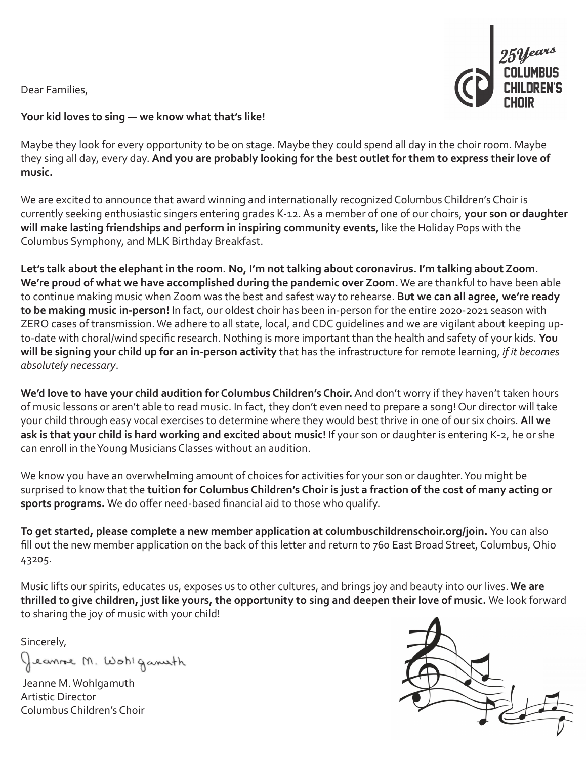Dear Families,

**Your kid loves to sing — we know what that's like!**

Maybe they look for every opportunity to be on stage. Maybe they could spend all day in the choir room. Maybe they sing all day, every day. **And you are probably looking for the best outlet for them to express their love of music.**

We are excited to announce that award winning and internationally recognized Columbus Children's Choir is currently seeking enthusiastic singers entering grades K-12. As a member of one of our choirs, **your son or daughter will make lasting friendships and perform in inspiring community events**, like the Holiday Pops with the Columbus Symphony, and MLK Birthday Breakfast.

**Let's talk about the elephant in the room. No, I'm not talking about coronavirus. I'm talking about Zoom. We're proud of what we have accomplished during the pandemic over Zoom.** We are thankful to have been able to continue making music when Zoom was the best and safest way to rehearse. **But we can all agree, we're ready to be making music in-person!** In fact, our oldest choir has been in-person for the entire 2020-2021 season with ZERO cases of transmission. We adhere to all state, local, and CDC guidelines and we are vigilant about keeping up-to-date with choral/wind specific research. Nothing is more important than the health and safety of your kids. **You will be signing your child up for an in-person activity** that has the infrastructure for remote learning, *if it becomes absolutely necessary*.

**We'd love to have your child audition for Columbus Children's Choir.** And don't worry if they haven't taken hours of music lessons or aren't able to read music. In fact, they don't even need to prepare a song! Our director will take your child through easy vocal exercises to determine where they would best thrive in one of our six choirs. **All we ask is that your child is hard working and excited about music!** If your son or daughter is entering K-2, he or she can enroll in the Young Musicians Classes without an audition.

We know you have an overwhelming amount of choices for activities for your son or daughter. You might be surprised to know that the **tuition for Columbus Children's Choir is just a fraction of the cost of many acting or sports programs.** We do offer need-based financial aid to those who qualify.

**To get started, please complete a new member application at columbuschildrenschoir.org/join.** You can also fill out the new member application on the back of this letter and return to 760 East Broad Street, Columbus, Ohio 43205.

Music lifts our spirits, educates us, exposes us to other cultures, and brings joy and beauty into our lives. **We are thrilled to give children, just like yours, the opportunity to sing and deepen their love of music.** We look forward to sharing the joy of music with your child!

Sincerely,

Jeanne M. Wohlgamuth

Jeanne M. Wohlgamuth
Artistic Director
Columbus Children's Choir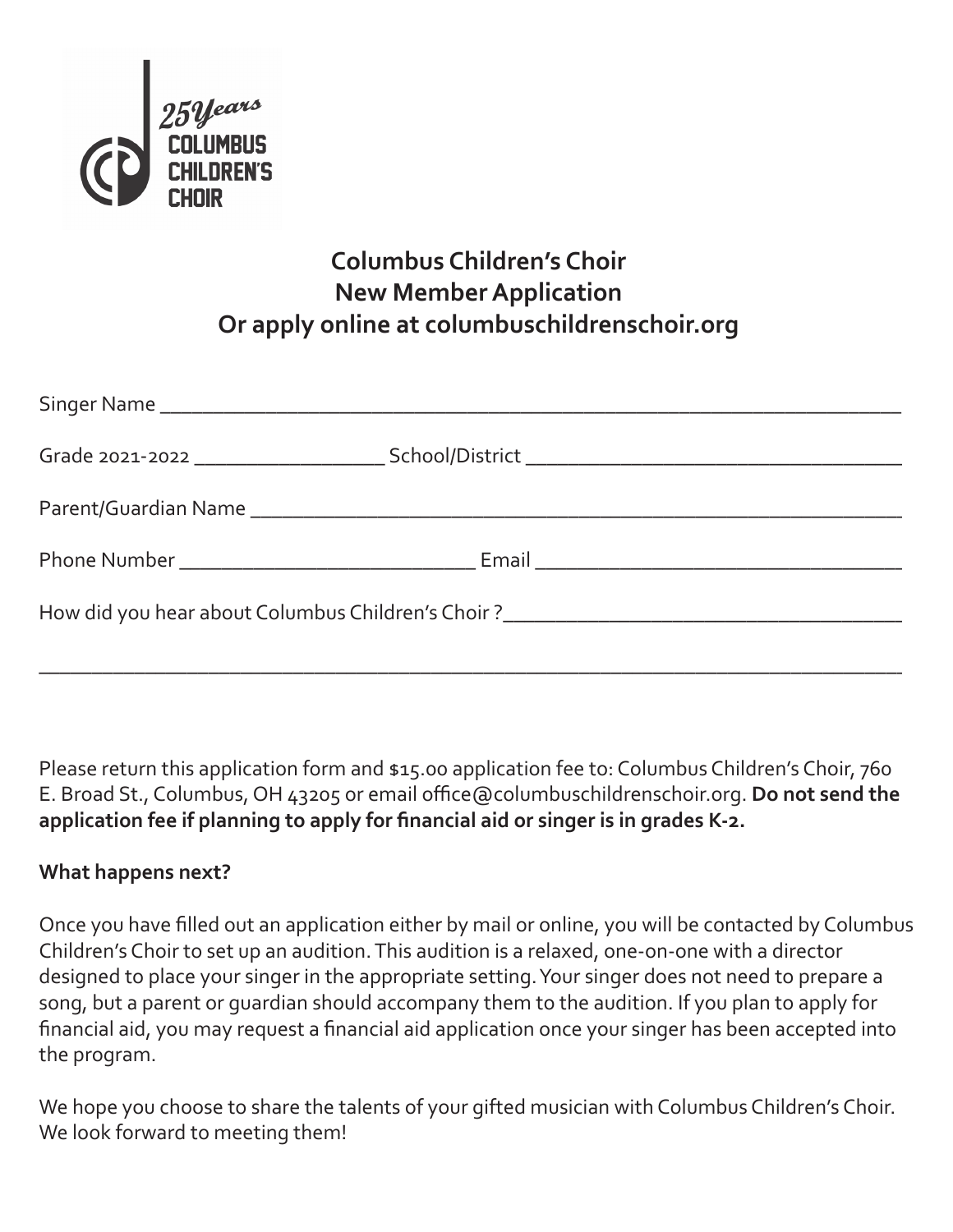25 Years
COLUMBUS
CHILDREN'S
CHOIR

## Columbus Children's Choir
## New Member Application
## Or apply online at columbuschildrenschoir.org

Singer Name ___________________________________________________________________________

Grade 2021-2022 __________________ School/District ____________________________________

Parent/Guardian Name ___________________________________________________________________

Phone Number ___________________________ Email ______________________________________

How did you hear about Columbus Children's Choir ?_______________________________________

_____________________________________________________________________________________

Please return this application form and $15.00 application fee to: Columbus Children's Choir, 760 E. Broad St., Columbus, OH 43205 or email office@columbuschildrenschoir.org. **Do not send the application fee if planning to apply for financial aid or singer is in grades K-2.**

**What happens next?**

Once you have filled out an application either by mail or online, you will be contacted by Columbus Children's Choir to set up an audition. This audition is a relaxed, one-on-one with a director designed to place your singer in the appropriate setting. Your singer does not need to prepare a song, but a parent or guardian should accompany them to the audition. If you plan to apply for financial aid, you may request a financial aid application once your singer has been accepted into the program.

We hope you choose to share the talents of your gifted musician with Columbus Children's Choir. We look forward to meeting them!